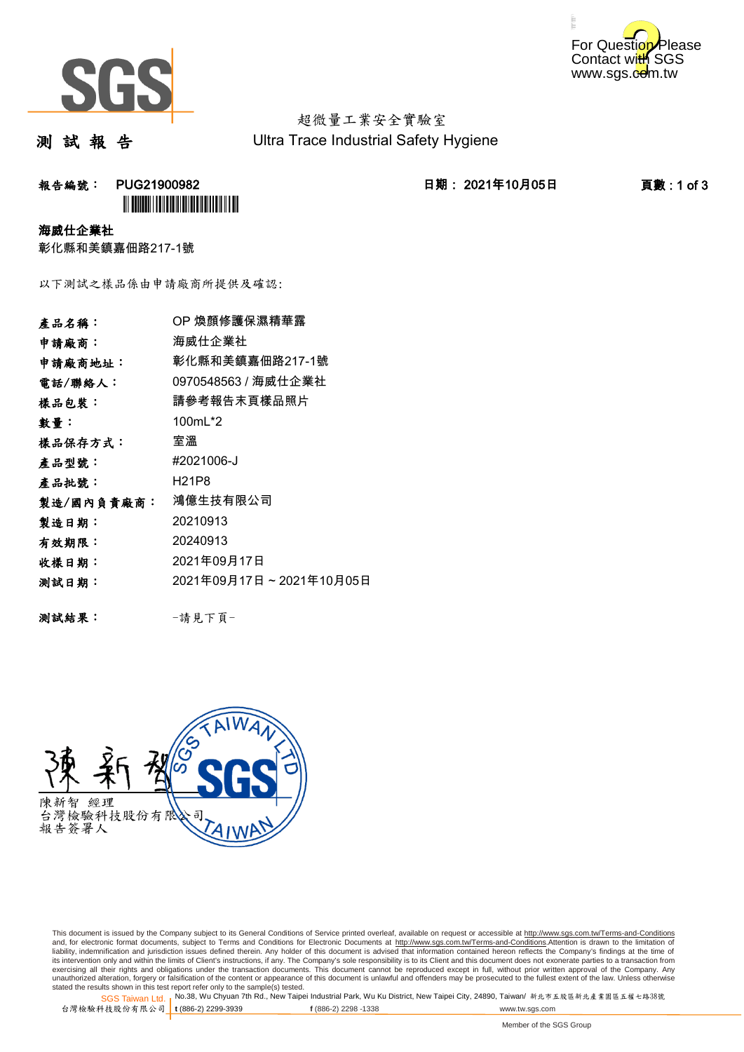超微量工業安全實驗室
Ultra Trace Industrial Safety Hygiene

# 測 試 報 告

**報告編號：** PUG21900982　　**日期：** 2021年10月05日

**海威仕企業社**
彰化縣和美鎮嘉佃路217-1號

以下測試之樣品係由申請廠商所提供及確認：

| | |
|---|---|
| 產品名稱： | OP 煥顏修護保濕精華露 |
| 申請廠商： | 海威仕企業社 |
| 申請廠商地址： | 彰化縣和美鎮嘉佃路217-1號 |
| 電話/聯絡人： | 0970548563 / 海威仕企業社 |
| 樣品包裝： | 請參考報告末頁樣品照片 |
| 數量： | 100mL*2 |
| 樣品保存方式： | 室溫 |
| 產品型號： | #2021006-J |
| 產品批號： | H21P8 |
| 製造/國內負責廠商： | 鴻億生技有限公司 |
| 製造日期： | 20210913 |
| 有效期限： | 20240913 |
| 收樣日期： | 2021年09月17日 |
| 測試日期： | 2021年09月17日 ~ 2021年10月05日 |

**測試結果：** -請見下頁-

陳新智　經理
台灣檢驗科技股份有限公司
報告簽署人

This document is issued by the Company subject to its General Conditions of Service printed overleaf, available on request or accessible at http://www.sgs.com.tw/Terms-and-Conditions and, for electronic format documents, subject to Terms and Conditions for Electronic Documents at http://www.sgs.com.tw/Terms-and-Conditions.Attention is drawn to the limitation of liability, indemnification and jurisdiction issues defined therein. Any holder of this document is advised that information contained hereon reflects the Company's findings at the time of its intervention only and within the limits of Client's instructions, if any. The Company's sole responsibility is to its Client and this document does not exonerate parties to a transaction from exercising all their rights and obligations under the transaction documents. This document cannot be reproduced except in full, without prior written approval of the Company. Any unauthorized alteration, forgery or falsification of the content or appearance of this document is unlawful and offenders may be prosecuted to the fullest extent of the law. Unless otherwise stated the results shown in this test report refer only to the sample(s) tested.

SGS Taiwan Ltd. 台灣檢驗科技股份有限公司 | No.38, Wu Chyuan 7th Rd., New Taipei Industrial Park, Wu Ku District, New Taipei City, 24890, Taiwan/ 新北市五股區新北產業園區五權七路38號 | t (886-2) 2299-3939 | f (886-2) 2298 -1338 | www.tw.sgs.com

Member of the SGS Group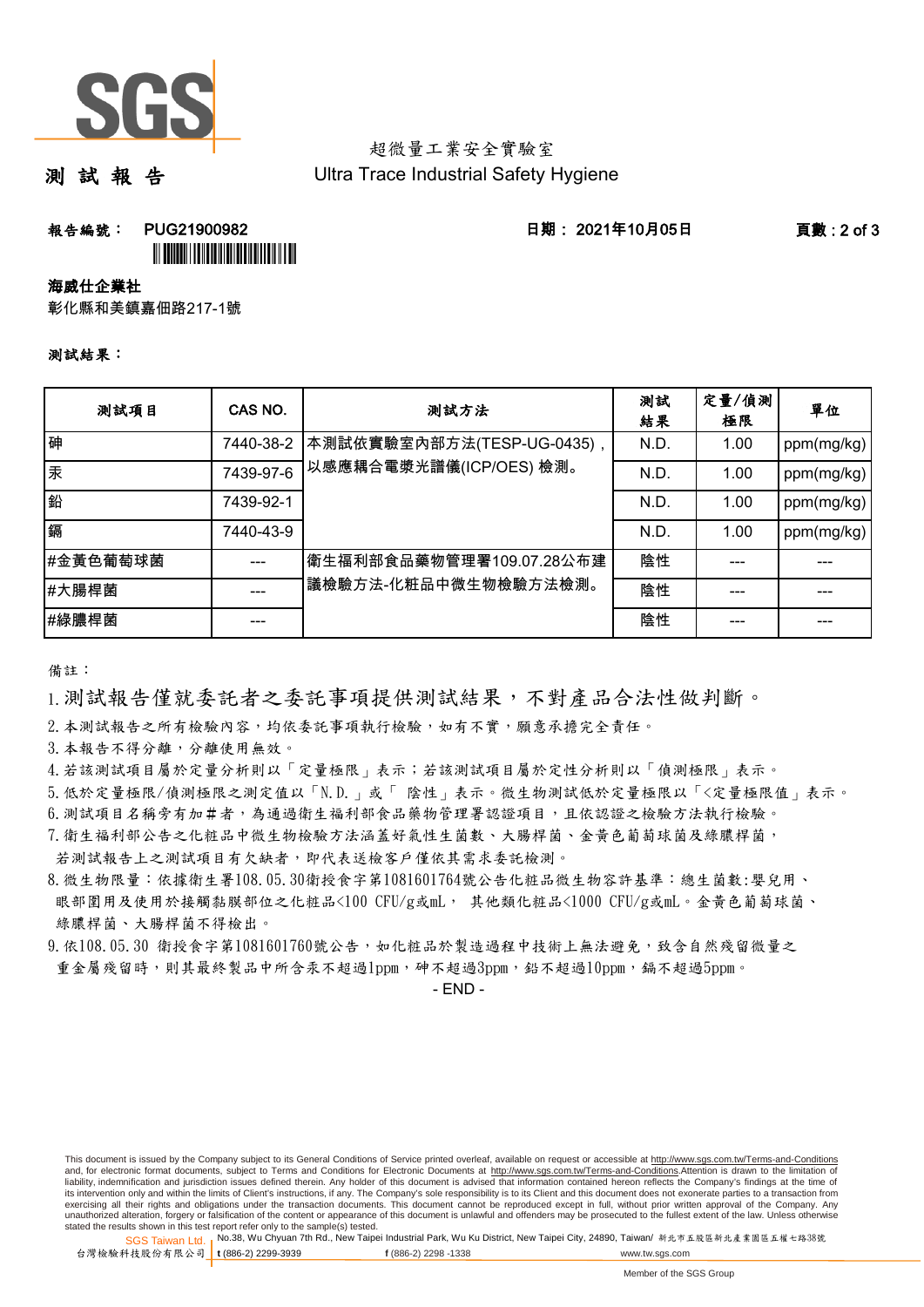# 測 試 報 告

超微量工業安全實驗室
Ultra Trace Industrial Safety Hygiene

**報告編號：** PUG21900982　　**日期：** 2021年10月05日

**海威仕企業社**
彰化縣和美鎮嘉佃路217-1號

**測試結果：**

| 測試項目 | CAS NO. | 測試方法 | 測試結果 | 定量/偵測極限 | 單位 |
|---|---|---|---|---|---|
| 砷 | 7440-38-2 | 本測試依實驗室內部方法(TESP-UG-0435)，以感應耦合電漿光譜儀(ICP/OES) 檢測。 | N.D. | 1.00 | ppm(mg/kg) |
| 汞 | 7439-97-6 | | N.D. | 1.00 | ppm(mg/kg) |
| 鉛 | 7439-92-1 | | N.D. | 1.00 | ppm(mg/kg) |
| 鎘 | 7440-43-9 | | N.D. | 1.00 | ppm(mg/kg) |
| #金黃色葡萄球菌 | --- | 衛生福利部食品藥物管理署109.07.28公布建議檢驗方法-化粧品中微生物檢驗方法檢測。 | 陰性 | --- | --- |
| #大腸桿菌 | --- | | 陰性 | --- | --- |
| #綠膿桿菌 | --- | | 陰性 | --- | --- |

備註：

1. 測試報告僅就委託者之委託事項提供測試結果，不對產品合法性做判斷。
2. 本測試報告之所有檢驗內容，均依委託事項執行檢驗，如有不實，願意承擔完全責任。
3. 本報告不得分離，分離使用無效。
4. 若該測試項目屬於定量分析則以「定量極限」表示；若該測試項目屬於定性分析則以「偵測極限」表示。
5. 低於定量極限/偵測極限之測定值以「N.D.」或「 陰性」表示。微生物測試低於定量極限以「<定量極限值」表示。
6. 測試項目名稱旁有加#者，為通過衛生福利部食品藥物管理署認證項目，且依認證之檢驗方法執行檢驗。
7. 衛生福利部公告之化粧品中微生物檢驗方法涵蓋好氣性生菌數、大腸桿菌、金黃色葡萄球菌及綠膿桿菌，若測試報告上之測試項目有欠缺者，即代表送檢客戶僅依其需求委託檢測。
8. 微生物限量：依據衛生署108.05.30衛授食字第1081601764號公告化粧品微生物容許基準：總生菌數:嬰兒用、眼部周圍用及使用於接觸黏膜部位之化粧品<100 CFU/g或mL， 其他類化粧品<1000 CFU/g或mL。金黃色葡萄球菌、綠膿桿菌、大腸桿菌不得檢出。
9. 依108.05.30 衛授食字第1081601760號公告，如化粧品於製造過程中技術上無法避免，致含自然殘留微量之重金屬殘留時，則其最終製品中所含汞不超過1ppm，砷不超過3ppm，鉛不超過10ppm，鎘不超過5ppm。

- END -

This document is issued by the Company subject to its General Conditions of Service printed overleaf, available on request or accessible at http://www.sgs.com.tw/Terms-and-Conditions and, for electronic format documents, subject to Terms and Conditions for Electronic Documents at http://www.sgs.com.tw/Terms-and-Conditions.Attention is drawn to the limitation of liability, indemnification and jurisdiction issues defined therein. Any holder of this document is advised that information contained hereon reflects the Company's findings at the time of its intervention only and within the limits of Client's instructions, if any. The Company's sole responsibility is to its Client and this document does not exonerate parties to a transaction from exercising all their rights and obligations under the transaction documents. This document cannot be reproduced except in full, without prior written approval of the Company. Any unauthorized alteration, forgery or falsification of the content or appearance of this document is unlawful and offenders may be prosecuted to the fullest extent of the law. Unless otherwise stated the results shown in this test report refer only to the sample(s) tested.

SGS Taiwan Ltd. 台灣檢驗科技股份有限公司 | No.38, Wu Chyuan 7th Rd., New Taipei Industrial Park, Wu Ku District, New Taipei City, 24890, Taiwan/ 新北市五股區新北產業園區五權七路38號 | t (886-2) 2299-3939 f (886-2) 2298 -1338 www.tw.sgs.com

Member of the SGS Group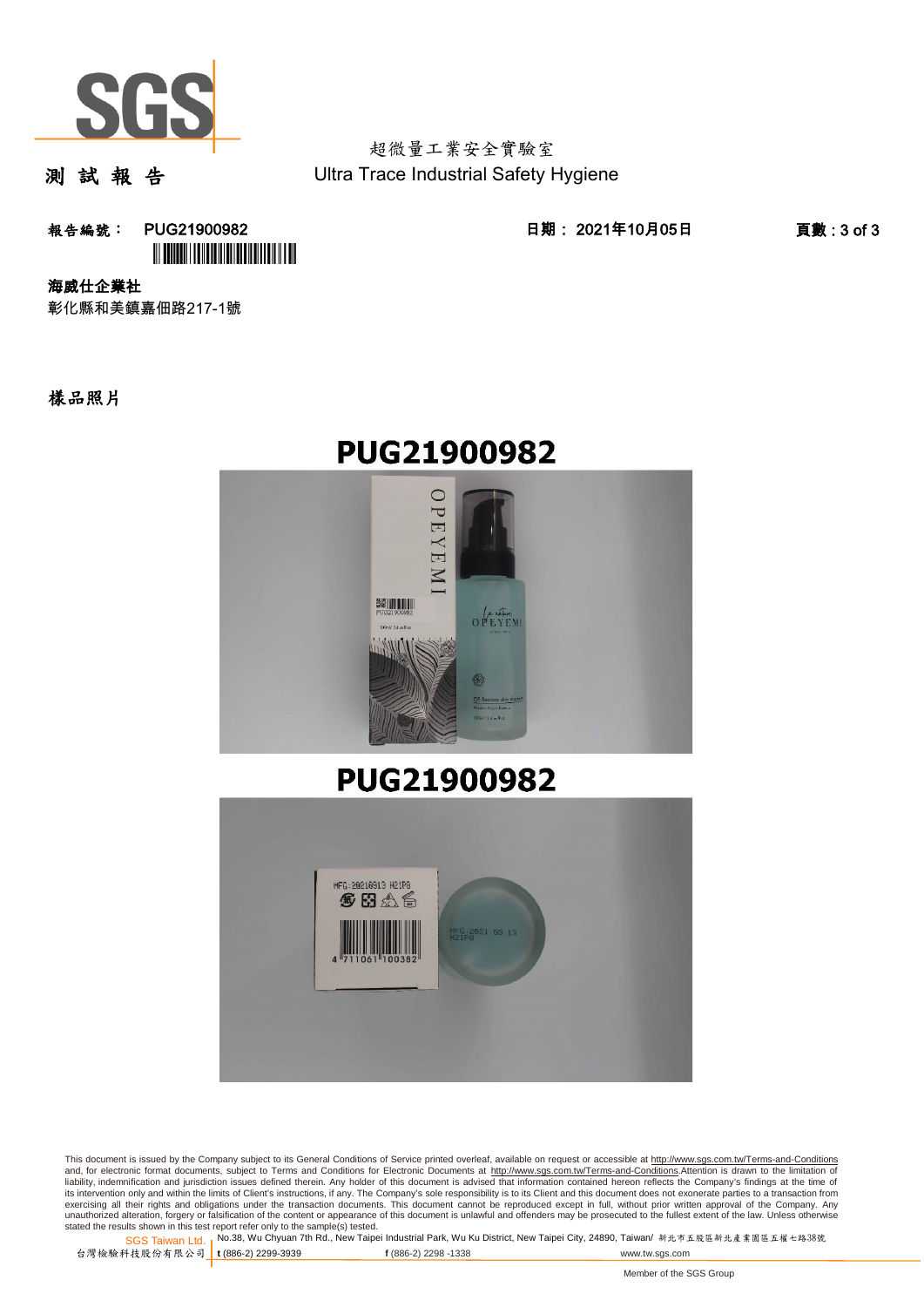# 測 試 報 告

超微量工業安全實驗室
Ultra Trace Industrial Safety Hygiene

**報告編號： PUG21900982** **日期： 2021年10月05日**

**海威仕企業社**
彰化縣和美鎮嘉佃路217-1號

**樣品照片**

**PUG21900982**

**PUG21900982**

This document is issued by the Company subject to its General Conditions of Service printed overleaf, available on request or accessible at http://www.sgs.com.tw/Terms-and-Conditions and, for electronic format documents, subject to Terms and Conditions for Electronic Documents at http://www.sgs.com.tw/Terms-and-Conditions.Attention is drawn to the limitation of liability, indemnification and jurisdiction issues defined therein. Any holder of this document is advised that information contained hereon reflects the Company's findings at the time of its intervention only and within the limits of Client's instructions, if any. The Company's sole responsibility is to its Client and this document does not exonerate parties to a transaction from exercising all their rights and obligations under the transaction documents. This document cannot be reproduced except in full, without prior written approval of the Company. Any unauthorized alteration, forgery or falsification of the content or appearance of this document is unlawful and offenders may be prosecuted to the fullest extent of the law. Unless otherwise stated the results shown in this test report refer only to the sample(s) tested.

SGS Taiwan Ltd. 台灣檢驗科技股份有限公司 | No.38, Wu Chyuan 7th Rd., New Taipei Industrial Park, Wu Ku District, New Taipei City, 24890, Taiwan/ 新北市五股區新北產業園區五權七路38號 | t (886-2) 2299-3939 f (886-2) 2298 -1338 www.tw.sgs.com

Member of the SGS Group